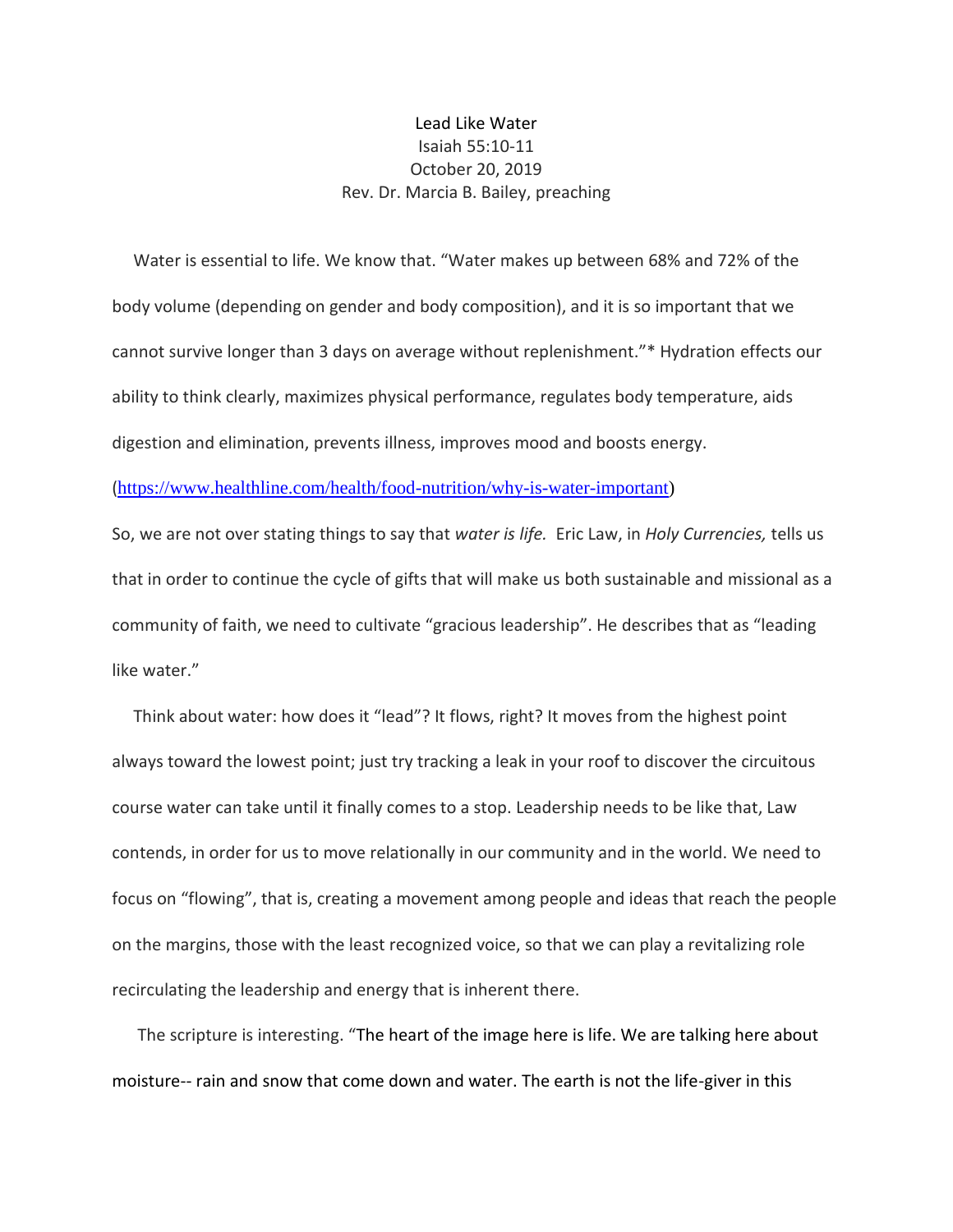# Lead Like Water

Isaiah 55:10-11
October 20, 2019
Rev. Dr. Marcia B. Bailey, preaching

Water is essential to life. We know that. "Water makes up between 68% and 72% of the body volume (depending on gender and body composition), and it is so important that we cannot survive longer than 3 days on average without replenishment."* Hydration effects our ability to think clearly, maximizes physical performance, regulates body temperature, aids digestion and elimination, prevents illness, improves mood and boosts energy. (https://www.healthline.com/health/food-nutrition/why-is-water-important)

So, we are not over stating things to say that *water is life.* Eric Law, in *Holy Currencies,* tells us that in order to continue the cycle of gifts that will make us both sustainable and missional as a community of faith, we need to cultivate "gracious leadership". He describes that as "leading like water."

Think about water: how does it "lead"? It flows, right? It moves from the highest point always toward the lowest point; just try tracking a leak in your roof to discover the circuitous course water can take until it finally comes to a stop. Leadership needs to be like that, Law contends, in order for us to move relationally in our community and in the world. We need to focus on "flowing", that is, creating a movement among people and ideas that reach the people on the margins, those with the least recognized voice, so that we can play a revitalizing role recirculating the leadership and energy that is inherent there.

The scripture is interesting. "The heart of the image here is life. We are talking here about moisture-- rain and snow that come down and water. The earth is not the life-giver in this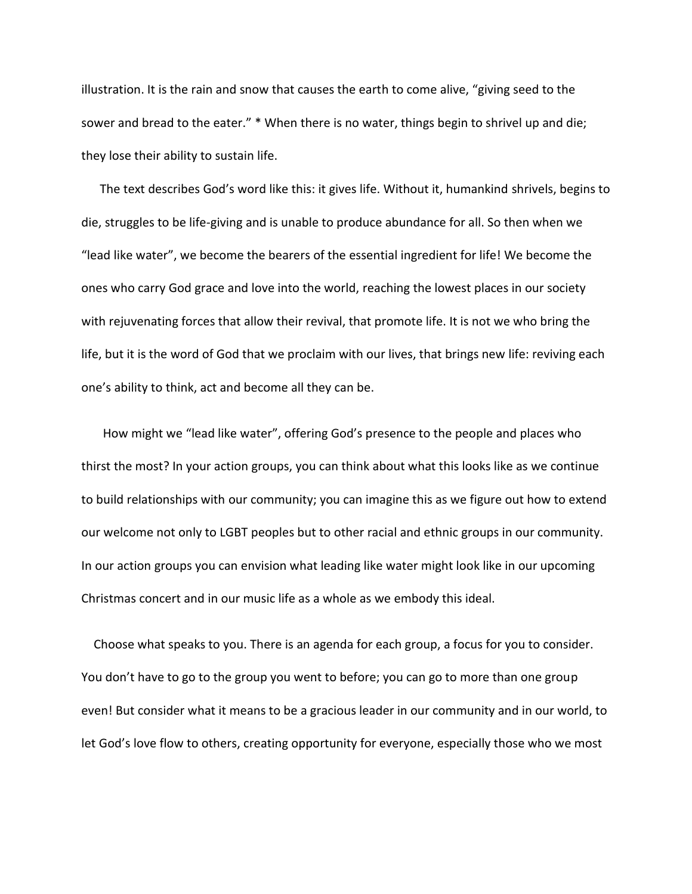illustration. It is the rain and snow that causes the earth to come alive, "giving seed to the sower and bread to the eater." * When there is no water, things begin to shrivel up and die; they lose their ability to sustain life.

The text describes God's word like this: it gives life. Without it, humankind shrivels, begins to die, struggles to be life-giving and is unable to produce abundance for all. So then when we "lead like water", we become the bearers of the essential ingredient for life! We become the ones who carry God grace and love into the world, reaching the lowest places in our society with rejuvenating forces that allow their revival, that promote life. It is not we who bring the life, but it is the word of God that we proclaim with our lives, that brings new life: reviving each one's ability to think, act and become all they can be.

How might we "lead like water", offering God's presence to the people and places who thirst the most? In your action groups, you can think about what this looks like as we continue to build relationships with our community; you can imagine this as we figure out how to extend our welcome not only to LGBT peoples but to other racial and ethnic groups in our community. In our action groups you can envision what leading like water might look like in our upcoming Christmas concert and in our music life as a whole as we embody this ideal.

Choose what speaks to you. There is an agenda for each group, a focus for you to consider. You don't have to go to the group you went to before; you can go to more than one group even! But consider what it means to be a gracious leader in our community and in our world, to let God's love flow to others, creating opportunity for everyone, especially those who we most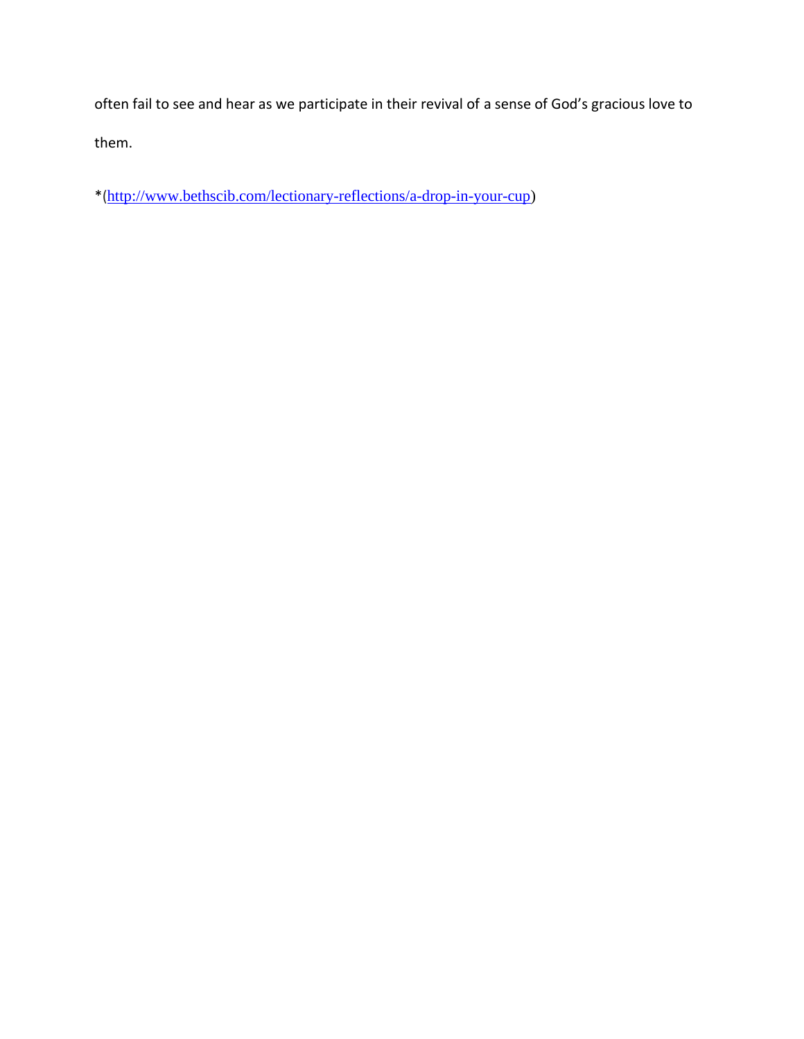often fail to see and hear as we participate in their revival of a sense of God's gracious love to them.

*(http://www.bethscib.com/lectionary-reflections/a-drop-in-your-cup)